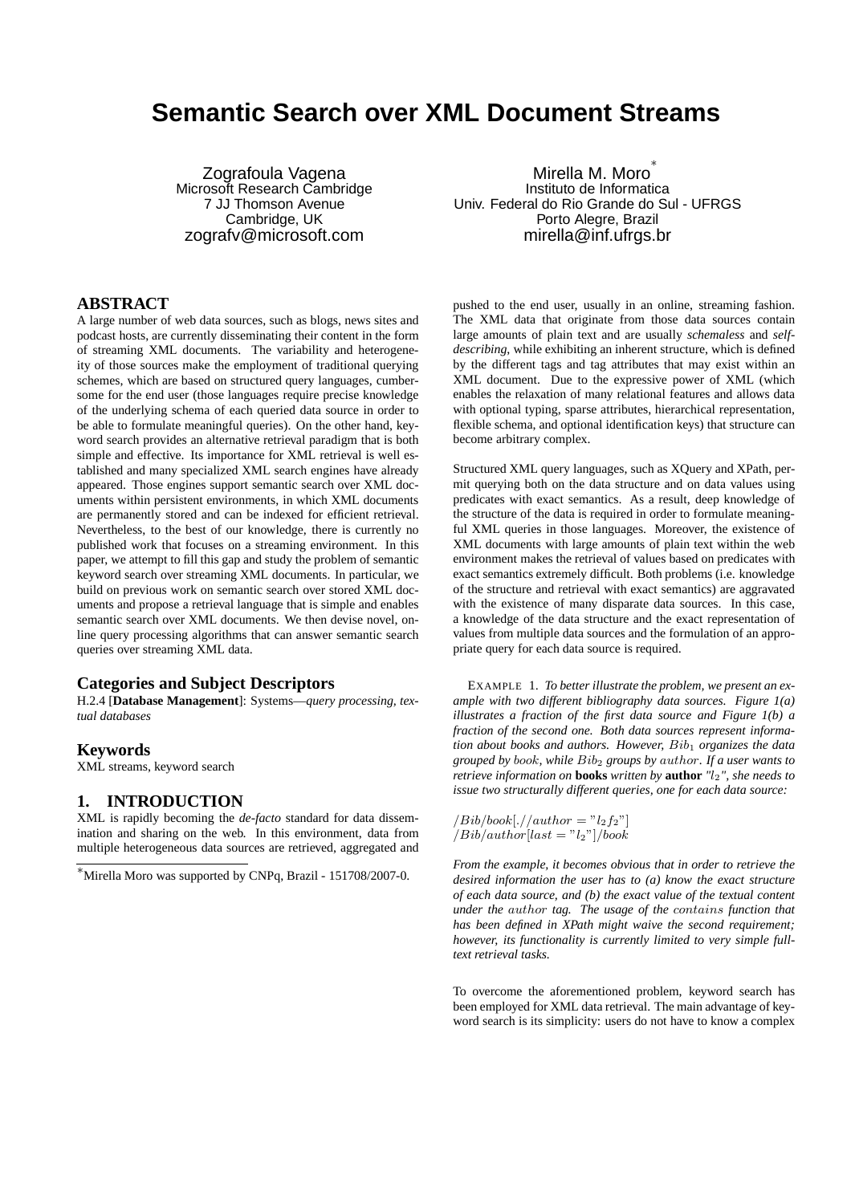# Semantic Search over XML Document Streams

Zografoula Vagena
Microsoft Research Cambridge
7 JJ Thomson Avenue
Cambridge, UK
zografv@microsoft.com

Mirella M. Moro[*]
Instituto de Informatica
Univ. Federal do Rio Grande do Sul - UFRGS
Porto Alegre, Brazil
mirella@inf.ufrgs.br

## ABSTRACT

A large number of web data sources, such as blogs, news sites and podcast hosts, are currently disseminating their content in the form of streaming XML documents. The variability and heterogeneity of those sources make the employment of traditional querying schemes, which are based on structured query languages, cumbersome for the end user (those languages require precise knowledge of the underlying schema of each queried data source in order to be able to formulate meaningful queries). On the other hand, keyword search provides an alternative retrieval paradigm that is both simple and effective. Its importance for XML retrieval is well established and many specialized XML search engines have already appeared. Those engines support semantic search over XML documents within persistent environments, in which XML documents are permanently stored and can be indexed for efficient retrieval. Nevertheless, to the best of our knowledge, there is currently no published work that focuses on a streaming environment. In this paper, we attempt to fill this gap and study the problem of semantic keyword search over streaming XML documents. In particular, we build on previous work on semantic search over stored XML documents and propose a retrieval language that is simple and enables semantic search over XML documents. We then devise novel, online query processing algorithms that can answer semantic search queries over streaming XML data.

## Categories and Subject Descriptors

H.2.4 [**Database Management**]: Systems—*query processing, textual databases*

## Keywords

XML streams, keyword search

## 1. INTRODUCTION

XML is rapidly becoming the *de-facto* standard for data dissemination and sharing on the web. In this environment, data from multiple heterogeneous data sources are retrieved, aggregated and pushed to the end user, usually in an online, streaming fashion. The XML data that originate from those data sources contain large amounts of plain text and are usually *schemaless* and *self-describing*, while exhibiting an inherent structure, which is defined by the different tags and tag attributes that may exist within an XML document. Due to the expressive power of XML (which enables the relaxation of many relational features and allows data with optional typing, sparse attributes, hierarchical representation, flexible schema, and optional identification keys) that structure can become arbitrary complex.

Structured XML query languages, such as XQuery and XPath, permit querying both on the data structure and on data values using predicates with exact semantics. As a result, deep knowledge of the structure of the data is required in order to formulate meaningful XML queries in those languages. Moreover, the existence of XML documents with large amounts of plain text within the web environment makes the retrieval of values based on predicates with exact semantics extremely difficult. Both problems (i.e. knowledge of the structure and retrieval with exact semantics) are aggravated with the existence of many disparate data sources. In this case, a knowledge of the data structure and the exact representation of values from multiple data sources and the formulation of an appropriate query for each data source is required.

EXAMPLE 1. *To better illustrate the problem, we present an example with two different bibliography data sources. Figure 1(a) illustrates a fraction of the first data source and Figure 1(b) a fraction of the second one. Both data sources represent information about books and authors. However, $Bib_1$ organizes the data grouped by $book$, while $Bib_2$ groups by $author$. If a user wants to retrieve information on* **books** *written by* **author** *"$l_2$", she needs to issue two structurally different queries, one for each data source:*

$/Bib/book[.//author = "l_2f_2"]$
$/Bib/author[last = "l_2"]/book$

*From the example, it becomes obvious that in order to retrieve the desired information the user has to (a) know the exact structure of each data source, and (b) the exact value of the textual content under the $author$ tag. The usage of the $contains$ function that has been defined in XPath might waive the second requirement; however, its functionality is currently limited to very simple full-text retrieval tasks.*

To overcome the aforementioned problem, keyword search has been employed for XML data retrieval. The main advantage of keyword search is its simplicity: users do not have to know a complex

[*]Mirella Moro was supported by CNPq, Brazil - 151708/2007-0.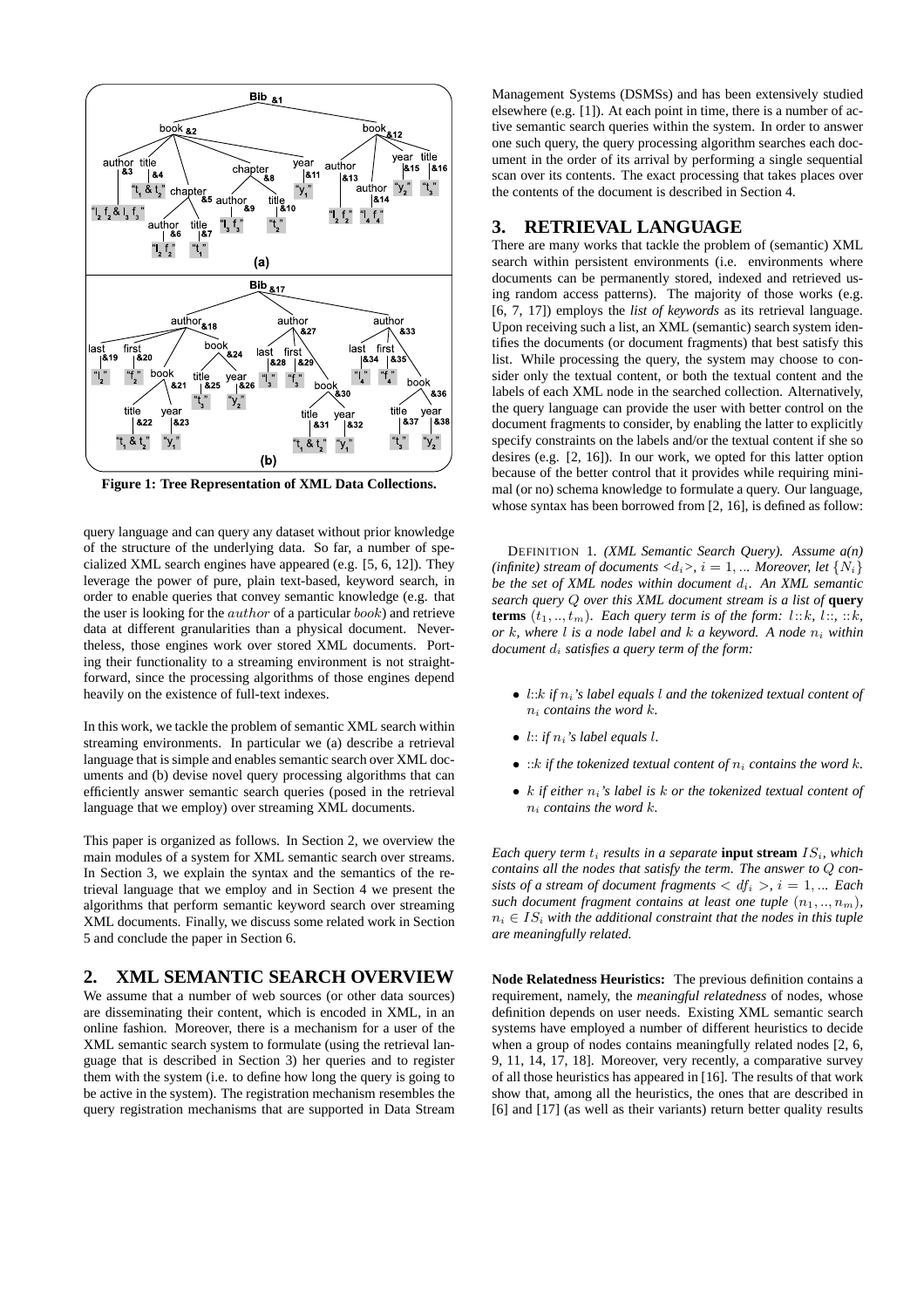Figure 1: Tree Representation of XML Data Collections.

query language and can query any dataset without prior knowledge of the structure of the underlying data. So far, a number of specialized XML search engines have appeared (e.g. [5, 6, 12]). They leverage the power of pure, plain text-based, keyword search, in order to enable queries that convey semantic knowledge (e.g. that the user is looking for the $author$ of a particular $book$) and retrieve data at different granularities than a physical document. Nevertheless, those engines work over stored XML documents. Porting their functionality to a streaming environment is not straightforward, since the processing algorithms of those engines depend heavily on the existence of full-text indexes.

In this work, we tackle the problem of semantic XML search within streaming environments. In particular we (a) describe a retrieval language that is simple and enables semantic search over XML documents and (b) devise novel query processing algorithms that can efficiently answer semantic search queries (posed in the retrieval language that we employ) over streaming XML documents.

This paper is organized as follows. In Section 2, we overview the main modules of a system for XML semantic search over streams. In Section 3, we explain the syntax and the semantics of the retrieval language that we employ and in Section 4 we present the algorithms that perform semantic keyword search over streaming XML documents. Finally, we discuss some related work in Section 5 and conclude the paper in Section 6.

## 2. XML SEMANTIC SEARCH OVERVIEW

We assume that a number of web sources (or other data sources) are disseminating their content, which is encoded in XML, in an online fashion. Moreover, there is a mechanism for a user of the XML semantic search system to formulate (using the retrieval language that is described in Section 3) her queries and to register them with the system (i.e. to define how long the query is going to be active in the system). The registration mechanism resembles the query registration mechanisms that are supported in Data Stream Management Systems (DSMSs) and has been extensively studied elsewhere (e.g. [1]). At each point in time, there is a number of active semantic search queries within the system. In order to answer one such query, the query processing algorithm searches each document in the order of its arrival by performing a single sequential scan over its contents. The exact processing that takes places over the contents of the document is described in Section 4.

## 3. RETRIEVAL LANGUAGE

There are many works that tackle the problem of (semantic) XML search within persistent environments (i.e. environments where documents can be permanently stored, indexed and retrieved using random access patterns). The majority of those works (e.g. [6, 7, 17]) employs the *list of keywords* as its retrieval language. Upon receiving such a list, an XML (semantic) search system identifies the documents (or document fragments) that best satisfy this list. While processing the query, the system may choose to consider only the textual content, or both the textual content and the labels of each XML node in the searched collection. Alternatively, the query language can provide the user with better control on the document fragments to consider, by enabling the latter to explicitly specify constraints on the labels and/or the textual content if she so desires (e.g. [2, 16]). In our work, we opted for this latter option because of the better control that it provides while requiring minimal (or no) schema knowledge to formulate a query. Our language, whose syntax has been borrowed from [2, 16], is defined as follow:

DEFINITION 1. *(XML Semantic Search Query). Assume a(n) (infinite) stream of documents* $<d_i>$, $i = 1, \ldots$ *Moreover, let* $\{N_i\}$ *be the set of XML nodes within document* $d_i$*. An XML semantic search query* $Q$ *over this XML document stream is a list of* **query terms** $(t_1, .., t_m)$*. Each query term is of the form:* $l{::}k$, $l{::}$, ${::}k$, *or* $k$*, where* $l$ *is a node label and* $k$ *a keyword. A node* $n_i$ *within document* $d_i$ *satisfies a query term of the form:*

- $l{::}k$ *if* $n_i$*'s label equals* $l$ *and the tokenized textual content of* $n_i$ *contains the word* $k$*.*
- $l{::}$ *if* $n_i$*'s label equals* $l$*.*
- ${::}k$ *if the tokenized textual content of* $n_i$ *contains the word* $k$*.*
- $k$ *if either* $n_i$*'s label is* $k$ *or the tokenized textual content of* $n_i$ *contains the word* $k$*.*

*Each query term* $t_i$ *results in a separate* **input stream** $IS_i$*, which contains all the nodes that satisfy the term. The answer to* $Q$ *consists of a stream of document fragments* $< df_i >$, $i = 1, \ldots$ *Each such document fragment contains at least one tuple* $(n_1, .., n_m)$, $n_i \in IS_i$ *with the additional constraint that the nodes in this tuple are meaningfully related.*

**Node Relatedness Heuristics:** The previous definition contains a requirement, namely, the *meaningful relatedness* of nodes, whose definition depends on user needs. Existing XML semantic search systems have employed a number of different heuristics to decide when a group of nodes contains meaningfully related nodes [2, 6, 9, 11, 14, 17, 18]. Moreover, very recently, a comparative survey of all those heuristics has appeared in [16]. The results of that work show that, among all the heuristics, the ones that are described in [6] and [17] (as well as their variants) return better quality results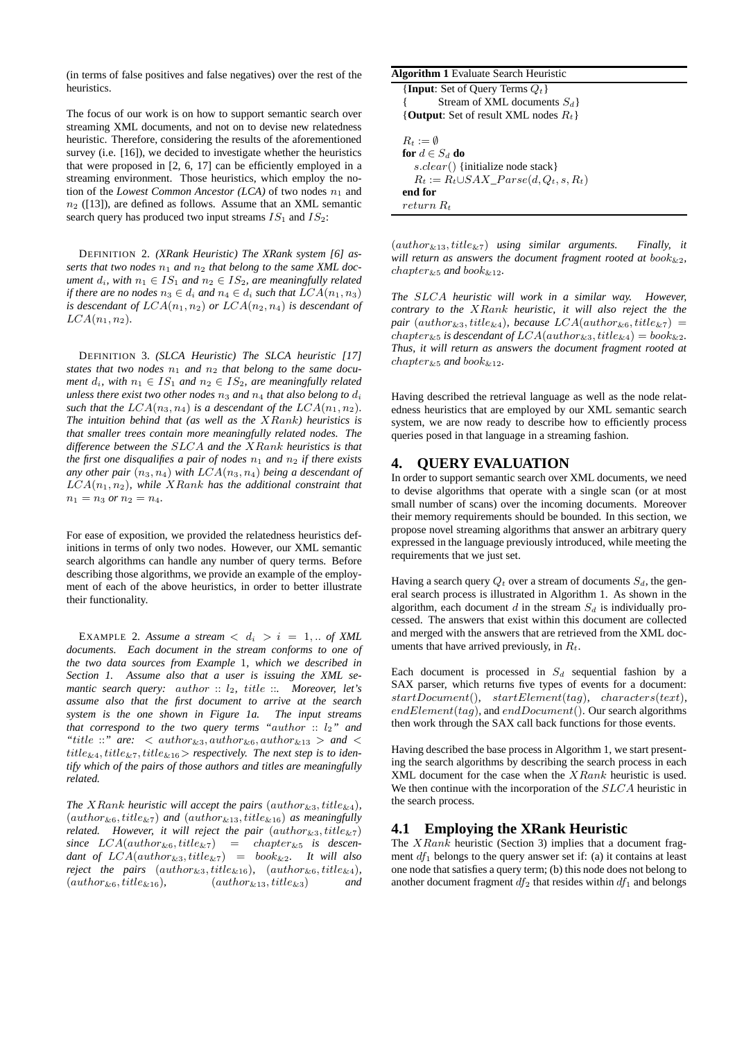(in terms of false positives and false negatives) over the rest of the heuristics.

The focus of our work is on how to support semantic search over streaming XML documents, and not on to devise new relatedness heuristic. Therefore, considering the results of the aforementioned survey (i.e. [16]), we decided to investigate whether the heuristics that were proposed in [2, 6, 17] can be efficiently employed in a streaming environment. Those heuristics, which employ the notion of the *Lowest Common Ancestor (LCA)* of two nodes $n_1$ and $n_2$ ([13]), are defined as follows. Assume that an XML semantic search query has produced two input streams $IS_1$ and $IS_2$:

DEFINITION 2. *(XRank Heuristic) The XRank system [6] asserts that two nodes $n_1$ and $n_2$ that belong to the same XML document $d_i$, with $n_1 \in IS_1$ and $n_2 \in IS_2$, are meaningfully related if there are no nodes $n_3 \in d_i$ and $n_4 \in d_i$ such that $LCA(n_1, n_3)$ is descendant of $LCA(n_1, n_2)$ or $LCA(n_2, n_4)$ is descendant of $LCA(n_1, n_2)$.*

DEFINITION 3. *(SLCA Heuristic) The SLCA heuristic [17] states that two nodes $n_1$ and $n_2$ that belong to the same document $d_i$, with $n_1 \in IS_1$ and $n_2 \in IS_2$, are meaningfully related unless there exist two other nodes $n_3$ and $n_4$ that also belong to $d_i$ such that the $LCA(n_3, n_4)$ is a descendant of the $LCA(n_1, n_2)$. The intuition behind that (as well as the $XRank$) heuristics is that smaller trees contain more meaningfully related nodes. The difference between the $SLCA$ and the $XRank$ heuristics is that the first one disqualifies a pair of nodes $n_1$ and $n_2$ if there exists any other pair $(n_3, n_4)$ with $LCA(n_3, n_4)$ being a descendant of $LCA(n_1, n_2)$, while $XRank$ has the additional constraint that $n_1 = n_3$ or $n_2 = n_4$.*

For ease of exposition, we provided the relatedness heuristics definitions in terms of only two nodes. However, our XML semantic search algorithms can handle any number of query terms. Before describing those algorithms, we provide an example of the employment of each of the above heuristics, in order to better illustrate their functionality.

EXAMPLE 2. *Assume a stream $< d_i > i = 1,..$ of XML documents. Each document in the stream conforms to one of the two data sources from Example 1, which we described in Section 1. Assume also that a user is issuing the XML semantic search query: $author :: l_2$, $title ::$. Moreover, let's assume also that the first document to arrive at the search system is the one shown in Figure 1a. The input streams that correspond to the two query terms "$author :: l_2$" and "$title ::$" are: $< author_{\&3}, author_{\&6}, author_{\&13} >$ and $< title_{\&4}, title_{\&7}, title_{\&16} >$ respectively. The next step is to identify which of the pairs of those authors and titles are meaningfully related.*

*The $XRank$ heuristic will accept the pairs $(author_{\&3}, title_{\&4})$, $(author_{\&6}, title_{\&7})$ and $(author_{\&13}, title_{\&16})$ as meaningfully related. However, it will reject the pair $(author_{\&3}, title_{\&7})$ since $LCA(author_{\&6}, title_{\&7}) = chapter_{\&5}$ is descendant of $LCA(author_{\&3}, title_{\&7}) = book_{\&2}$. It will also reject the pairs $(author_{\&3}, title_{\&16})$, $(author_{\&6}, title_{\&4})$, $(author_{\&6}, title_{\&16})$, $(author_{\&13}, title_{\&3})$ and $(author_{\&13}, title_{\&7})$ using similar arguments. Finally, it will return as answers the document fragment rooted at $book_{\&2}$, $chapter_{\&5}$ and $book_{\&12}$.*

*The $SLCA$ heuristic will work in a similar way. However, contrary to the $XRank$ heuristic, it will also reject the the pair $(author_{\&3}, title_{\&4})$, because $LCA(author_{\&6}, title_{\&7}) = chapter_{\&5}$ is descendant of $LCA(author_{\&3}, title_{\&4}) = book_{\&2}$. Thus, it will return as answers the document fragment rooted at $chapter_{\&5}$ and $book_{\&12}$.*

Having described the retrieval language as well as the node relatedness heuristics that are employed by our XML semantic search system, we are now ready to describe how to efficiently process queries posed in that language in a streaming fashion.

**Algorithm 1** Evaluate Search Heuristic

```
{Input: Set of Query Terms Q_t}
{       Stream of XML documents S_d}
{Output: Set of result XML nodes R_t}

R_t := ∅
for d ∈ S_d do
   s.clear() {initialize node stack}
   R_t := R_t ∪ SAX_Parse(d, Q_t, s, R_t)
end for
return R_t
```

# 4. QUERY EVALUATION

In order to support semantic search over XML documents, we need to devise algorithms that operate with a single scan (or at most small number of scans) over the incoming documents. Moreover their memory requirements should be bounded. In this section, we propose novel streaming algorithms that answer an arbitrary query expressed in the language previously introduced, while meeting the requirements that we just set.

Having a search query $Q_t$ over a stream of documents $S_d$, the general search process is illustrated in Algorithm 1. As shown in the algorithm, each document $d$ in the stream $S_d$ is individually processed. The answers that exist within this document are collected and merged with the answers that are retrieved from the XML documents that have arrived previously, in $R_t$.

Each document is processed in $S_d$ sequential fashion by a SAX parser, which returns five types of events for a document: $startDocument()$, $startElement(tag)$, $characters(text)$, $endElement(tag)$, and $endDocument()$. Our search algorithms then work through the SAX call back functions for those events.

Having described the base process in Algorithm 1, we start presenting the search algorithms by describing the search process in each XML document for the case when the $XRank$ heuristic is used. We then continue with the incorporation of the $SLCA$ heuristic in the search process.

## 4.1 Employing the XRank Heuristic

The $XRank$ heuristic (Section 3) implies that a document fragment $df_1$ belongs to the query answer set if: (a) it contains at least one node that satisfies a query term; (b) this node does not belong to another document fragment $df_2$ that resides within $df_1$ and belongs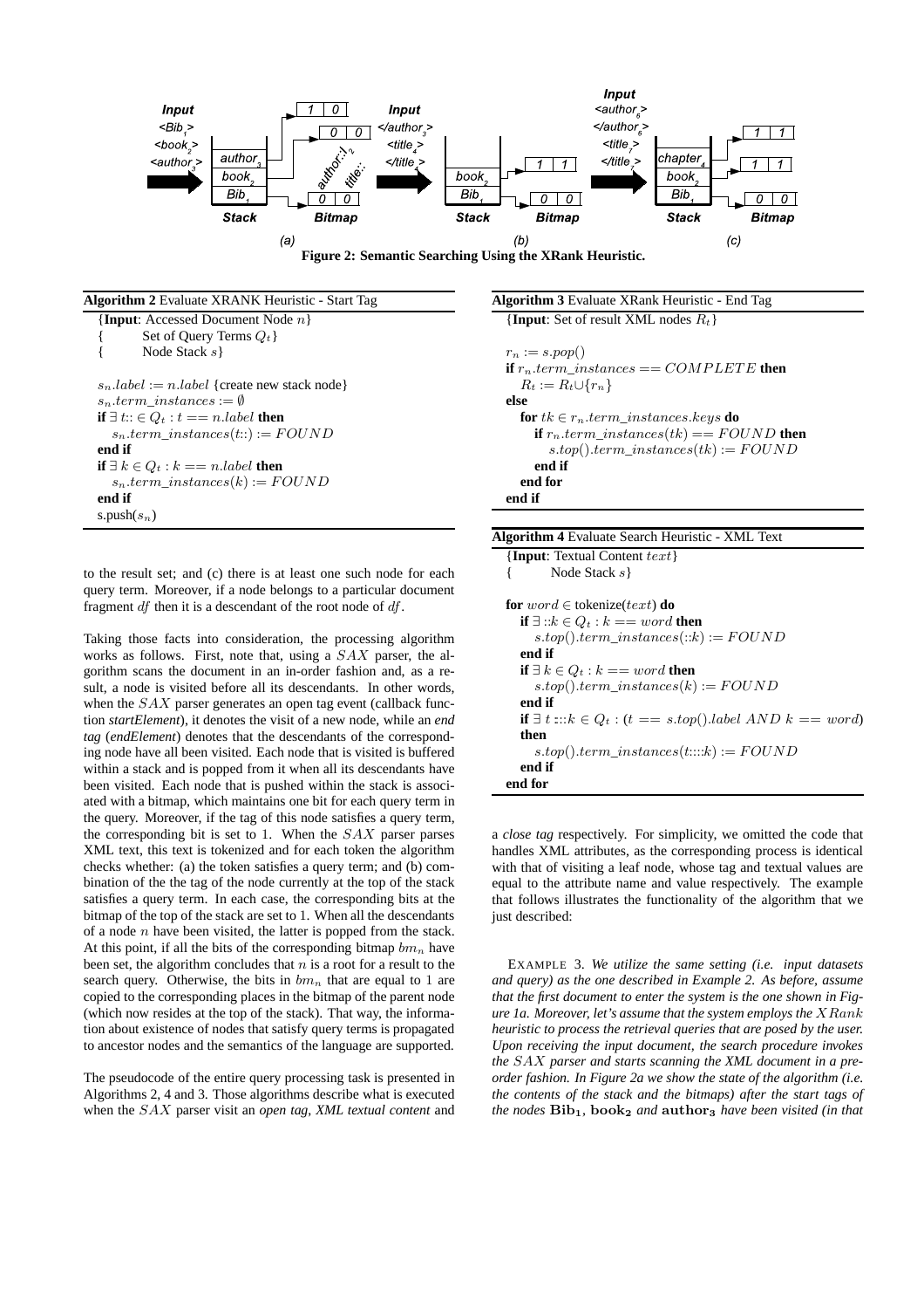**Figure 2: Semantic Searching Using the XRank Heuristic.**

**Algorithm 2** Evaluate XRANK Heuristic - Start Tag

```
{Input: Accessed Document Node n}
{       Set of Query Terms Q_t}
{       Node Stack s}

s_n.label := n.label {create new stack node}
s_n.term_instances := ∅
if ∃ t:: ∈ Q_t : t == n.label then
    s_n.term_instances(t::) := FOUND
end if
if ∃ k ∈ Q_t : k == n.label then
    s_n.term_instances(k) := FOUND
end if
s.push(s_n)
```

**Algorithm 3** Evaluate XRank Heuristic - End Tag

```
{Input: Set of result XML nodes R_t}

r_n := s.pop()
if r_n.term_instances == COMPLETE then
    R_t := R_t ∪ {r_n}
else
    for tk ∈ r_n.term_instances.keys do
        if r_n.term_instances(tk) == FOUND then
            s.top().term_instances(tk) := FOUND
        end if
    end for
end if
```

**Algorithm 4** Evaluate Search Heuristic - XML Text

```
{Input: Textual Content text}
{       Node Stack s}

for word ∈ tokenize(text) do
    if ∃ ::k ∈ Q_t : k == word then
        s.top().term_instances(::k) := FOUND
    end if
    if ∃ k ∈ Q_t : k == word then
        s.top().term_instances(k) := FOUND
    end if
    if ∃ t:::k ∈ Q_t : (t == s.top().label AND k == word)
    then
        s.top().term_instances(t:::k) := FOUND
    end if
end for
```

to the result set; and (c) there is at least one such node for each query term. Moreover, if a node belongs to a particular document fragment $df$ then it is a descendant of the root node of $df$.

Taking those facts into consideration, the processing algorithm works as follows. First, note that, using a $SAX$ parser, the algorithm scans the document in an in-order fashion and, as a result, a node is visited before all its descendants. In other words, when the $SAX$ parser generates an open tag event (callback function *startElement*), it denotes the visit of a new node, while an *end tag* (*endElement*) denotes that the descendants of the corresponding node have all been visited. Each node that is visited is buffered within a stack and is popped from it when all its descendants have been visited. Each node that is pushed within the stack is associated with a bitmap, which maintains one bit for each query term in the query. Moreover, if the tag of this node satisfies a query term, the corresponding bit is set to 1. When the $SAX$ parser parses XML text, this text is tokenized and for each token the algorithm checks whether: (a) the token satisfies a query term; and (b) combination of the the tag of the node currently at the top of the stack satisfies a query term. In each case, the corresponding bits at the bitmap of the top of the stack are set to 1. When all the descendants of a node $n$ have been visited, the latter is popped from the stack. At this point, if all the bits of the corresponding bitmap $bm_n$ have been set, the algorithm concludes that $n$ is a root for a result to the search query. Otherwise, the bits in $bm_n$ that are equal to 1 are copied to the corresponding places in the bitmap of the parent node (which now resides at the top of the stack). That way, the information about existence of nodes that satisfy query terms is propagated to ancestor nodes and the semantics of the language are supported.

The pseudocode of the entire query processing task is presented in Algorithms 2, 4 and 3. Those algorithms describe what is executed when the $SAX$ parser visit an *open tag*, *XML textual content* and a *close tag* respectively. For simplicity, we omitted the code that handles XML attributes, as the corresponding process is identical with that of visiting a leaf node, whose tag and textual values are equal to the attribute name and value respectively. The example that follows illustrates the functionality of the algorithm that we just described:

EXAMPLE 3. *We utilize the same setting (i.e. input datasets and query) as the one described in Example 2. As before, assume that the first document to enter the system is the one shown in Figure 1a. Moreover, let's assume that the system employs the $XRank$ heuristic to process the retrieval queries that are posed by the user. Upon receiving the input document, the search procedure invokes the $SAX$ parser and starts scanning the XML document in a preorder fashion. In Figure 2a we show the state of the algorithm (i.e. the contents of the stack and the bitmaps) after the start tags of the nodes $\mathbf{Bib_1}$, $\mathbf{book_2}$ and $\mathbf{author_3}$ have been visited (in that*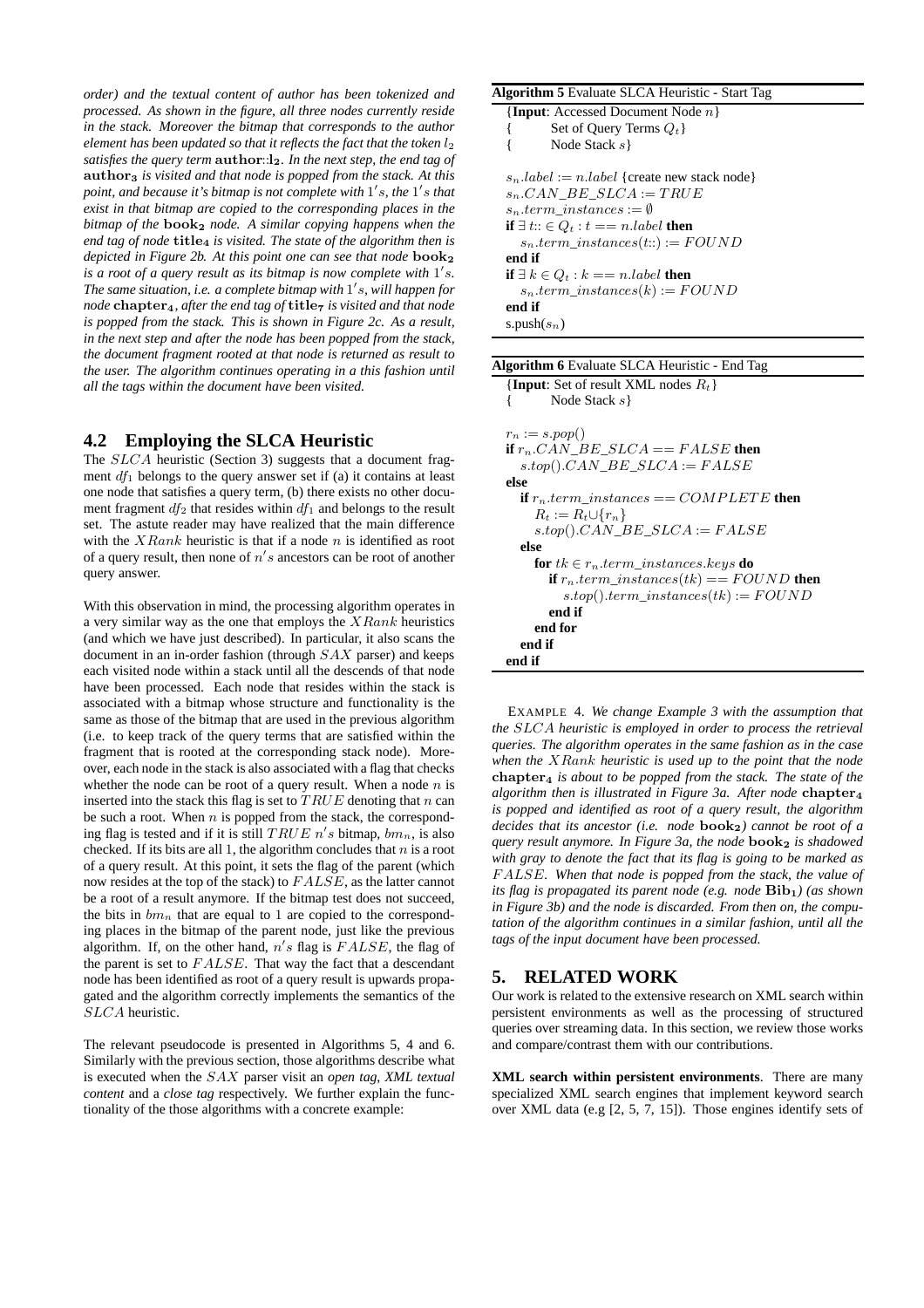*order) and the textual content of author has been tokenized and processed. As shown in the figure, all three nodes currently reside in the stack. Moreover the bitmap that corresponds to the author element has been updated so that it reflects the fact that the token $l_2$ satisfies the query term* $\mathbf{author::l_2}$*. In the next step, the end tag of* $\mathbf{author_3}$ *is visited and that node is popped from the stack. At this point, and because it's bitmap is not complete with $1's$, the $1's$ that exist in that bitmap are copied to the corresponding places in the bitmap of the* $\mathbf{book_2}$ *node. A similar copying happens when the end tag of node* $\mathbf{title_4}$ *is visited. The state of the algorithm then is depicted in Figure 2b. At this point one can see that node* $\mathbf{book_2}$ *is a root of a query result as its bitmap is now complete with $1's$. The same situation, i.e. a complete bitmap with $1's$, will happen for node* $\mathbf{chapter_4}$*, after the end tag of* $\mathbf{title_7}$ *is visited and that node is popped from the stack. This is shown in Figure 2c. As a result, in the next step and after the node has been popped from the stack, the document fragment rooted at that node is returned as result to the user. The algorithm continues operating in a this fashion until all the tags within the document have been visited.*

## 4.2 Employing the SLCA Heuristic

The $SLCA$ heuristic (Section 3) suggests that a document fragment $df_1$ belongs to the query answer set if (a) it contains at least one node that satisfies a query term, (b) there exists no other document fragment $df_2$ that resides within $df_1$ and belongs to the result set. The astute reader may have realized that the main difference with the $XRank$ heuristic is that if a node $n$ is identified as root of a query result, then none of $n's$ ancestors can be root of another query answer.

With this observation in mind, the processing algorithm operates in a very similar way as the one that employs the $XRank$ heuristics (and which we have just described). In particular, it also scans the document in an in-order fashion (through $SAX$ parser) and keeps each visited node within a stack until all the descends of that node have been processed. Each node that resides within the stack is associated with a bitmap whose structure and functionality is the same as those of the bitmap that are used in the previous algorithm (i.e. to keep track of the query terms that are satisfied within the fragment that is rooted at the corresponding stack node). Moreover, each node in the stack is also associated with a flag that checks whether the node can be root of a query result. When a node $n$ is inserted into the stack this flag is set to $TRUE$ denoting that $n$ can be such a root. When $n$ is popped from the stack, the corresponding flag is tested and if it is still $TRUE$ $n's$ bitmap, $bm_n$, is also checked. If its bits are all 1, the algorithm concludes that $n$ is a root of a query result. At this point, it sets the flag of the parent (which now resides at the top of the stack) to $FALSE$, as the latter cannot be a root of a result anymore. If the bitmap test does not succeed, the bits in $bm_n$ that are equal to 1 are copied to the corresponding places in the bitmap of the parent node, just like the previous algorithm. If, on the other hand, $n's$ flag is $FALSE$, the flag of the parent is set to $FALSE$. That way the fact that a descendant node has been identified as root of a query result is upwards propagated and the algorithm correctly implements the semantics of the $SLCA$ heuristic.

The relevant pseudocode is presented in Algorithms 5, 4 and 6. Similarly with the previous section, those algorithms describe what is executed when the $SAX$ parser visit an *open tag*, *XML textual content* and a *close tag* respectively. We further explain the functionality of the those algorithms with a concrete example:

**Algorithm 5** Evaluate SLCA Heuristic - Start Tag

```
{Input: Accessed Document Node n}
{       Set of Query Terms Q_t}
{       Node Stack s}

s_n.label := n.label {create new stack node}
s_n.CAN_BE_SLCA := TRUE
s_n.term_instances := ∅
if ∃ t:: ∈ Q_t : t == n.label then
   s_n.term_instances(t::) := FOUND
end if
if ∃ k ∈ Q_t : k == n.label then
   s_n.term_instances(k) := FOUND
end if
s.push(s_n)
```

**Algorithm 6** Evaluate SLCA Heuristic - End Tag

```
{Input: Set of result XML nodes R_t}
{       Node Stack s}

r_n := s.pop()
if r_n.CAN_BE_SLCA == FALSE then
   s.top().CAN_BE_SLCA := FALSE
else
   if r_n.term_instances == COMPLETE then
      R_t := R_t ∪ {r_n}
      s.top().CAN_BE_SLCA := FALSE
   else
      for tk ∈ r_n.term_instances.keys do
         if r_n.term_instances(tk) == FOUND then
            s.top().term_instances(tk) := FOUND
         end if
      end for
   end if
end if
```

EXAMPLE 4. *We change Example 3 with the assumption that the $SLCA$ heuristic is employed in order to process the retrieval queries. The algorithm operates in the same fashion as in the case when the $XRank$ heuristic is used up to the point that the node* $\mathbf{chapter_4}$ *is about to be popped from the stack. The state of the algorithm then is illustrated in Figure 3a. After node* $\mathbf{chapter_4}$ *is popped and identified as root of a query result, the algorithm decides that its ancestor (i.e. node* $\mathbf{book_2}$*) cannot be root of a query result anymore. In Figure 3a, the node* $\mathbf{book_2}$ *is shadowed with gray to denote the fact that its flag is going to be marked as $FALSE$. When that node is popped from the stack, the value of its flag is propagated its parent node (e.g. node* $\mathbf{Bib_1}$*) (as shown in Figure 3b) and the node is discarded. From then on, the computation of the algorithm continues in a similar fashion, until all the tags of the input document have been processed.*

## 5. RELATED WORK

Our work is related to the extensive research on XML search within persistent environments as well as the processing of structured queries over streaming data. In this section, we review those works and compare/contrast them with our contributions.

**XML search within persistent environments**. There are many specialized XML search engines that implement keyword search over XML data (e.g [2, 5, 7, 15]). Those engines identify sets of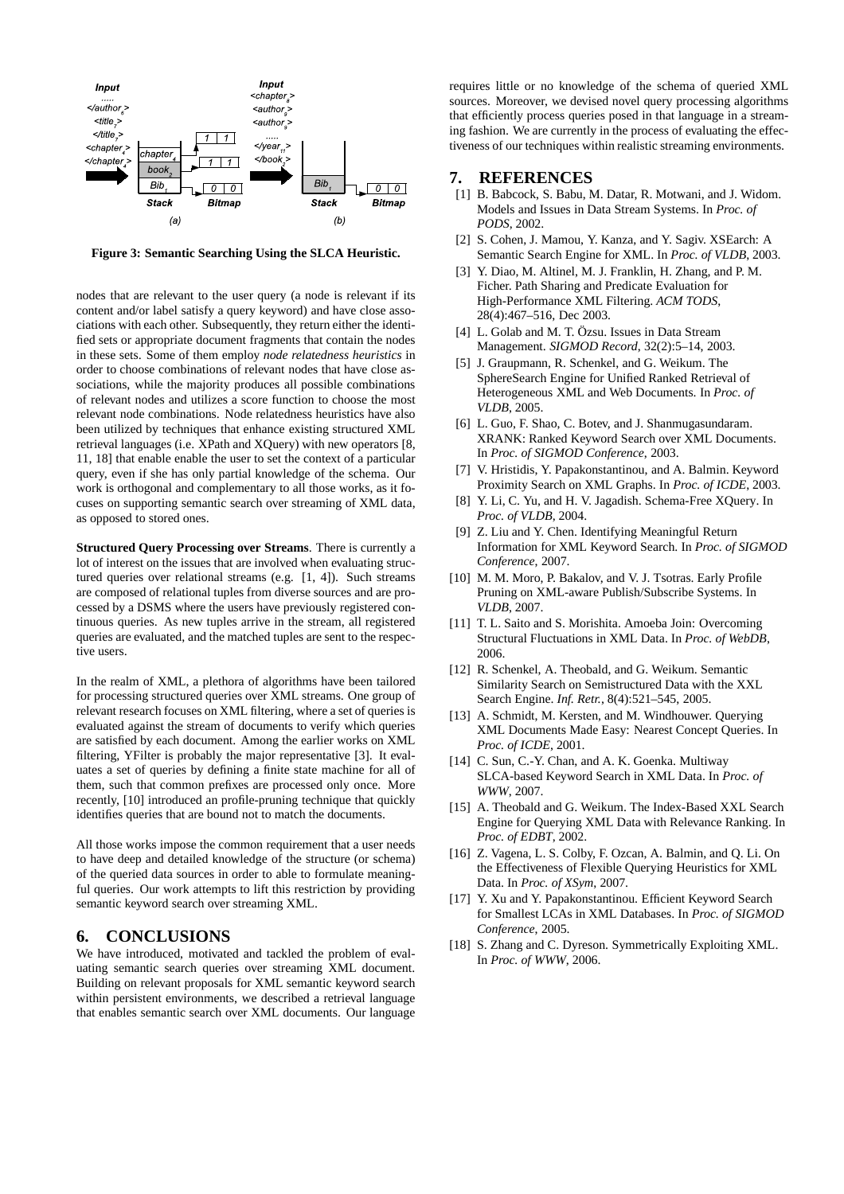Figure 3: Semantic Searching Using the SLCA Heuristic.

nodes that are relevant to the user query (a node is relevant if its content and/or label satisfy a query keyword) and have close associations with each other. Subsequently, they return either the identified sets or appropriate document fragments that contain the nodes in these sets. Some of them employ *node relatedness heuristics* in order to choose combinations of relevant nodes that have close associations, while the majority produces all possible combinations of relevant nodes and utilizes a score function to choose the most relevant node combinations. Node relatedness heuristics have also been utilized by techniques that enhance existing structured XML retrieval languages (i.e. XPath and XQuery) with new operators [8, 11, 18] that enable enable the user to set the context of a particular query, even if she has only partial knowledge of the schema. Our work is orthogonal and complementary to all those works, as it focuses on supporting semantic search over streaming of XML data, as opposed to stored ones.

**Structured Query Processing over Streams**. There is currently a lot of interest on the issues that are involved when evaluating structured queries over relational streams (e.g. [1, 4]). Such streams are composed of relational tuples from diverse sources and are processed by a DSMS where the users have previously registered continuous queries. As new tuples arrive in the stream, all registered queries are evaluated, and the matched tuples are sent to the respective users.

In the realm of XML, a plethora of algorithms have been tailored for processing structured queries over XML streams. One group of relevant research focuses on XML filtering, where a set of queries is evaluated against the stream of documents to verify which queries are satisfied by each document. Among the earlier works on XML filtering, YFilter is probably the major representative [3]. It evaluates a set of queries by defining a finite state machine for all of them, such that common prefixes are processed only once. More recently, [10] introduced an profile-pruning technique that quickly identifies queries that are bound not to match the documents.

All those works impose the common requirement that a user needs to have deep and detailed knowledge of the structure (or schema) of the queried data sources in order to able to formulate meaningful queries. Our work attempts to lift this restriction by providing semantic keyword search over streaming XML.

## 6. CONCLUSIONS

We have introduced, motivated and tackled the problem of evaluating semantic search queries over streaming XML document. Building on relevant proposals for XML semantic keyword search within persistent environments, we described a retrieval language that enables semantic search over XML documents. Our language requires little or no knowledge of the schema of queried XML sources. Moreover, we devised novel query processing algorithms that efficiently process queries posed in that language in a streaming fashion. We are currently in the process of evaluating the effectiveness of our techniques within realistic streaming environments.

## 7. REFERENCES

[1] B. Babcock, S. Babu, M. Datar, R. Motwani, and J. Widom. Models and Issues in Data Stream Systems. In *Proc. of PODS*, 2002.

[2] S. Cohen, J. Mamou, Y. Kanza, and Y. Sagiv. XSEarch: A Semantic Search Engine for XML. In *Proc. of VLDB*, 2003.

[3] Y. Diao, M. Altinel, M. J. Franklin, H. Zhang, and P. M. Ficher. Path Sharing and Predicate Evaluation for High-Performance XML Filtering. *ACM TODS*, 28(4):467–516, Dec 2003.

[4] L. Golab and M. T. Özsu. Issues in Data Stream Management. *SIGMOD Record*, 32(2):5–14, 2003.

[5] J. Graupmann, R. Schenkel, and G. Weikum. The SphereSearch Engine for Unified Ranked Retrieval of Heterogeneous XML and Web Documents. In *Proc. of VLDB*, 2005.

[6] L. Guo, F. Shao, C. Botev, and J. Shanmugasundaram. XRANK: Ranked Keyword Search over XML Documents. In *Proc. of SIGMOD Conference*, 2003.

[7] V. Hristidis, Y. Papakonstantinou, and A. Balmin. Keyword Proximity Search on XML Graphs. In *Proc. of ICDE*, 2003.

[8] Y. Li, C. Yu, and H. V. Jagadish. Schema-Free XQuery. In *Proc. of VLDB*, 2004.

[9] Z. Liu and Y. Chen. Identifying Meaningful Return Information for XML Keyword Search. In *Proc. of SIGMOD Conference*, 2007.

[10] M. M. Moro, P. Bakalov, and V. J. Tsotras. Early Profile Pruning on XML-aware Publish/Subscribe Systems. In *VLDB*, 2007.

[11] T. L. Saito and S. Morishita. Amoeba Join: Overcoming Structural Fluctuations in XML Data. In *Proc. of WebDB*, 2006.

[12] R. Schenkel, A. Theobald, and G. Weikum. Semantic Similarity Search on Semistructured Data with the XXL Search Engine. *Inf. Retr.*, 8(4):521–545, 2005.

[13] A. Schmidt, M. Kersten, and M. Windhouwer. Querying XML Documents Made Easy: Nearest Concept Queries. In *Proc. of ICDE*, 2001.

[14] C. Sun, C.-Y. Chan, and A. K. Goenka. Multiway SLCA-based Keyword Search in XML Data. In *Proc. of WWW*, 2007.

[15] A. Theobald and G. Weikum. The Index-Based XXL Search Engine for Querying XML Data with Relevance Ranking. In *Proc. of EDBT*, 2002.

[16] Z. Vagena, L. S. Colby, F. Ozcan, A. Balmin, and Q. Li. On the Effectiveness of Flexible Querying Heuristics for XML Data. In *Proc. of XSym*, 2007.

[17] Y. Xu and Y. Papakonstantinou. Efficient Keyword Search for Smallest LCAs in XML Databases. In *Proc. of SIGMOD Conference*, 2005.

[18] S. Zhang and C. Dyreson. Symmetrically Exploiting XML. In *Proc. of WWW*, 2006.